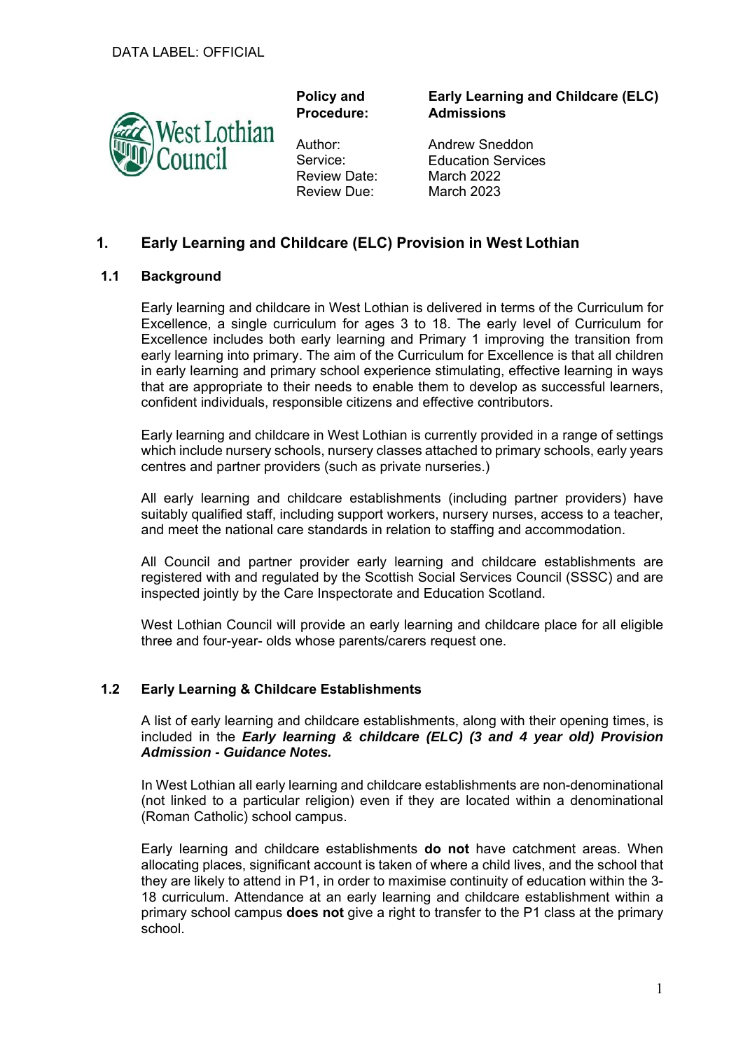DATA LABEL: OFFICIAL

| Policy and Procedure: | Early Learning and Childcare (ELC) Admissions |
| --- | --- |
| Author: | Andrew Sneddon |
| Service: | Education Services |
| Review Date: | March 2022 |
| Review Due: | March 2023 |

## 1. Early Learning and Childcare (ELC) Provision in West Lothian

### 1.1 Background

Early learning and childcare in West Lothian is delivered in terms of the Curriculum for Excellence, a single curriculum for ages 3 to 18. The early level of Curriculum for Excellence includes both early learning and Primary 1 improving the transition from early learning into primary. The aim of the Curriculum for Excellence is that all children in early learning and primary school experience stimulating, effective learning in ways that are appropriate to their needs to enable them to develop as successful learners, confident individuals, responsible citizens and effective contributors.

Early learning and childcare in West Lothian is currently provided in a range of settings which include nursery schools, nursery classes attached to primary schools, early years centres and partner providers (such as private nurseries.)

All early learning and childcare establishments (including partner providers) have suitably qualified staff, including support workers, nursery nurses, access to a teacher, and meet the national care standards in relation to staffing and accommodation.

All Council and partner provider early learning and childcare establishments are registered with and regulated by the Scottish Social Services Council (SSSC) and are inspected jointly by the Care Inspectorate and Education Scotland.

West Lothian Council will provide an early learning and childcare place for all eligible three and four-year- olds whose parents/carers request one.

### 1.2 Early Learning & Childcare Establishments

A list of early learning and childcare establishments, along with their opening times, is included in the ***Early learning & childcare (ELC) (3 and 4 year old) Provision Admission - Guidance Notes.***

In West Lothian all early learning and childcare establishments are non-denominational (not linked to a particular religion) even if they are located within a denominational (Roman Catholic) school campus.

Early learning and childcare establishments **do not** have catchment areas. When allocating places, significant account is taken of where a child lives, and the school that they are likely to attend in P1, in order to maximise continuity of education within the 3-18 curriculum. Attendance at an early learning and childcare establishment within a primary school campus **does not** give a right to transfer to the P1 class at the primary school.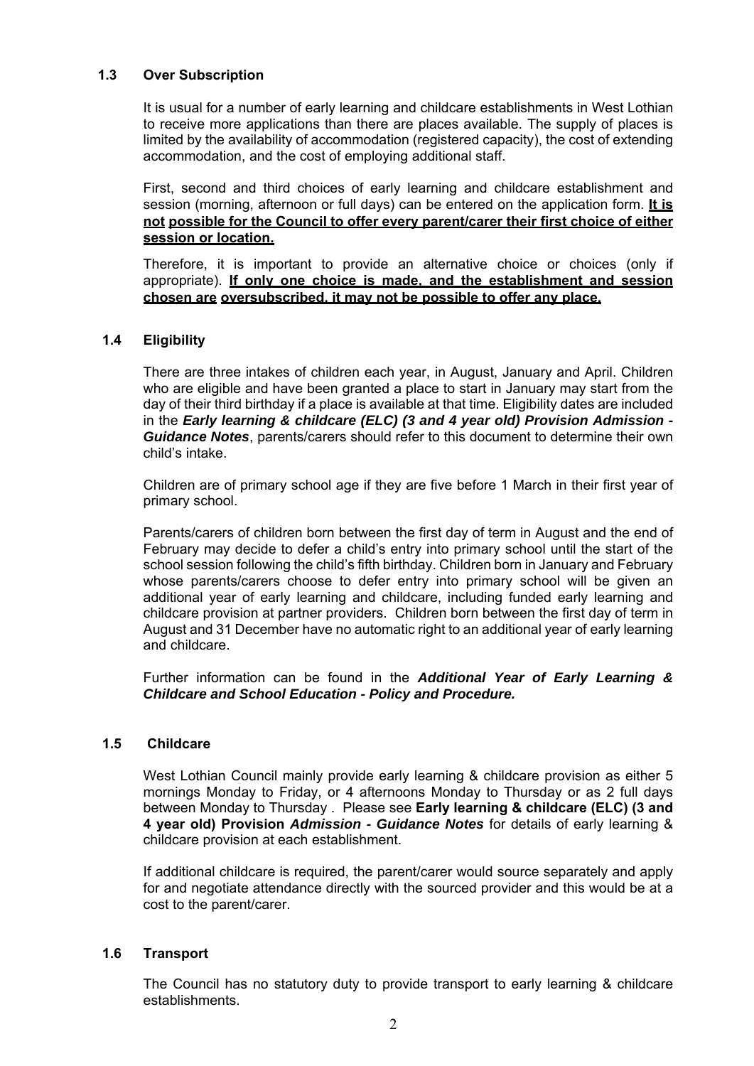### 1.3 Over Subscription

It is usual for a number of early learning and childcare establishments in West Lothian to receive more applications than there are places available. The supply of places is limited by the availability of accommodation (registered capacity), the cost of extending accommodation, and the cost of employing additional staff.

First, second and third choices of early learning and childcare establishment and session (morning, afternoon or full days) can be entered on the application form. **It is not possible for the Council to offer every parent/carer their first choice of either session or location.**

Therefore, it is important to provide an alternative choice or choices (only if appropriate). **If only one choice is made, and the establishment and session chosen are oversubscribed, it may not be possible to offer any place.**

### 1.4 Eligibility

There are three intakes of children each year, in August, January and April. Children who are eligible and have been granted a place to start in January may start from the day of their third birthday if a place is available at that time. Eligibility dates are included in the ***Early learning & childcare (ELC) (3 and 4 year old) Provision Admission - Guidance Notes***, parents/carers should refer to this document to determine their own child's intake.

Children are of primary school age if they are five before 1 March in their first year of primary school.

Parents/carers of children born between the first day of term in August and the end of February may decide to defer a child's entry into primary school until the start of the school session following the child's fifth birthday. Children born in January and February whose parents/carers choose to defer entry into primary school will be given an additional year of early learning and childcare, including funded early learning and childcare provision at partner providers. Children born between the first day of term in August and 31 December have no automatic right to an additional year of early learning and childcare.

Further information can be found in the ***Additional Year of Early Learning & Childcare and School Education - Policy and Procedure.***

### 1.5 Childcare

West Lothian Council mainly provide early learning & childcare provision as either 5 mornings Monday to Friday, or 4 afternoons Monday to Thursday or as 2 full days between Monday to Thursday . Please see **Early learning & childcare (ELC) (3 and 4 year old) Provision *Admission - Guidance Notes*** for details of early learning & childcare provision at each establishment.

If additional childcare is required, the parent/carer would source separately and apply for and negotiate attendance directly with the sourced provider and this would be at a cost to the parent/carer.

### 1.6 Transport

The Council has no statutory duty to provide transport to early learning & childcare establishments.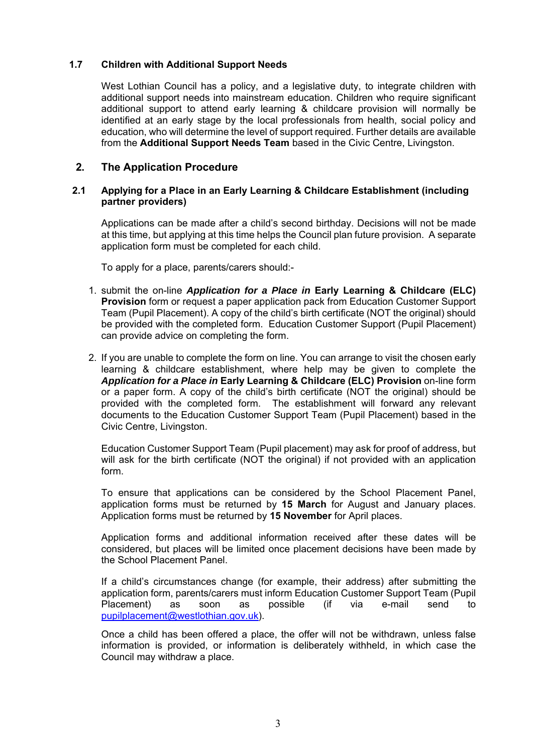### 1.7 Children with Additional Support Needs

West Lothian Council has a policy, and a legislative duty, to integrate children with additional support needs into mainstream education. Children who require significant additional support to attend early learning & childcare provision will normally be identified at an early stage by the local professionals from health, social policy and education, who will determine the level of support required. Further details are available from the **Additional Support Needs Team** based in the Civic Centre, Livingston.

## 2. The Application Procedure

### 2.1 Applying for a Place in an Early Learning & Childcare Establishment (including partner providers)

Applications can be made after a child's second birthday. Decisions will not be made at this time, but applying at this time helps the Council plan future provision. A separate application form must be completed for each child.

To apply for a place, parents/carers should:-

1. submit the on-line ***Application for a Place in*** **Early Learning & Childcare (ELC) Provision** form or request a paper application pack from Education Customer Support Team (Pupil Placement). A copy of the child's birth certificate (NOT the original) should be provided with the completed form. Education Customer Support (Pupil Placement) can provide advice on completing the form.

2. If you are unable to complete the form on line. You can arrange to visit the chosen early learning & childcare establishment, where help may be given to complete the ***Application for a Place in*** **Early Learning & Childcare (ELC) Provision** on-line form or a paper form. A copy of the child's birth certificate (NOT the original) should be provided with the completed form. The establishment will forward any relevant documents to the Education Customer Support Team (Pupil Placement) based in the Civic Centre, Livingston.

Education Customer Support Team (Pupil placement) may ask for proof of address, but will ask for the birth certificate (NOT the original) if not provided with an application form.

To ensure that applications can be considered by the School Placement Panel, application forms must be returned by **15 March** for August and January places. Application forms must be returned by **15 November** for April places.

Application forms and additional information received after these dates will be considered, but places will be limited once placement decisions have been made by the School Placement Panel.

If a child's circumstances change (for example, their address) after submitting the application form, parents/carers must inform Education Customer Support Team (Pupil Placement) as soon as possible (if via e-mail send to pupilplacement@westlothian.gov.uk).

Once a child has been offered a place, the offer will not be withdrawn, unless false information is provided, or information is deliberately withheld, in which case the Council may withdraw a place.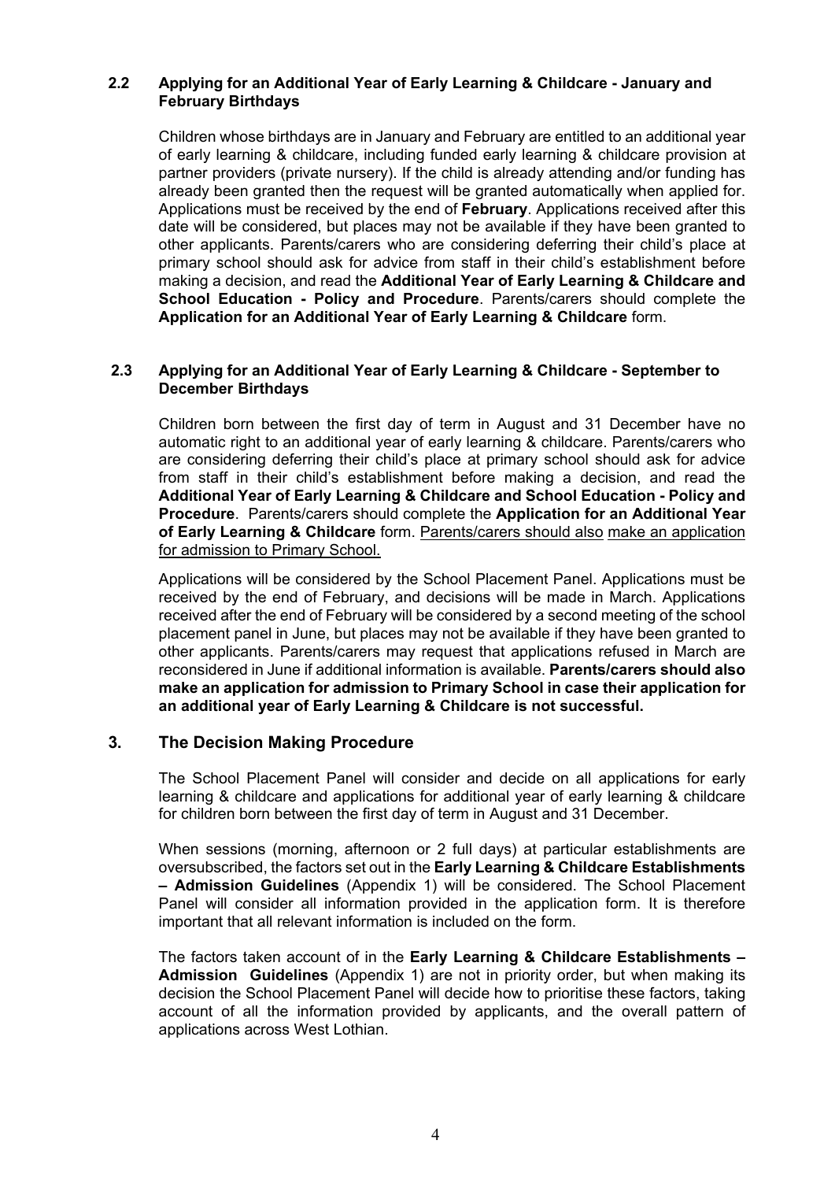### 2.2 Applying for an Additional Year of Early Learning & Childcare - January and February Birthdays

Children whose birthdays are in January and February are entitled to an additional year of early learning & childcare, including funded early learning & childcare provision at partner providers (private nursery). If the child is already attending and/or funding has already been granted then the request will be granted automatically when applied for. Applications must be received by the end of **February**. Applications received after this date will be considered, but places may not be available if they have been granted to other applicants. Parents/carers who are considering deferring their child's place at primary school should ask for advice from staff in their child's establishment before making a decision, and read the **Additional Year of Early Learning & Childcare and School Education - Policy and Procedure**. Parents/carers should complete the **Application for an Additional Year of Early Learning & Childcare** form.

### 2.3 Applying for an Additional Year of Early Learning & Childcare - September to December Birthdays

Children born between the first day of term in August and 31 December have no automatic right to an additional year of early learning & childcare. Parents/carers who are considering deferring their child's place at primary school should ask for advice from staff in their child's establishment before making a decision, and read the **Additional Year of Early Learning & Childcare and School Education - Policy and Procedure**. Parents/carers should complete the **Application for an Additional Year of Early Learning & Childcare** form. Parents/carers should also make an application for admission to Primary School.

Applications will be considered by the School Placement Panel. Applications must be received by the end of February, and decisions will be made in March. Applications received after the end of February will be considered by a second meeting of the school placement panel in June, but places may not be available if they have been granted to other applicants. Parents/carers may request that applications refused in March are reconsidered in June if additional information is available. **Parents/carers should also make an application for admission to Primary School in case their application for an additional year of Early Learning & Childcare is not successful.**

## 3. The Decision Making Procedure

The School Placement Panel will consider and decide on all applications for early learning & childcare and applications for additional year of early learning & childcare for children born between the first day of term in August and 31 December.

When sessions (morning, afternoon or 2 full days) at particular establishments are oversubscribed, the factors set out in the **Early Learning & Childcare Establishments – Admission Guidelines** (Appendix 1) will be considered. The School Placement Panel will consider all information provided in the application form. It is therefore important that all relevant information is included on the form.

The factors taken account of in the **Early Learning & Childcare Establishments – Admission Guidelines** (Appendix 1) are not in priority order, but when making its decision the School Placement Panel will decide how to prioritise these factors, taking account of all the information provided by applicants, and the overall pattern of applications across West Lothian.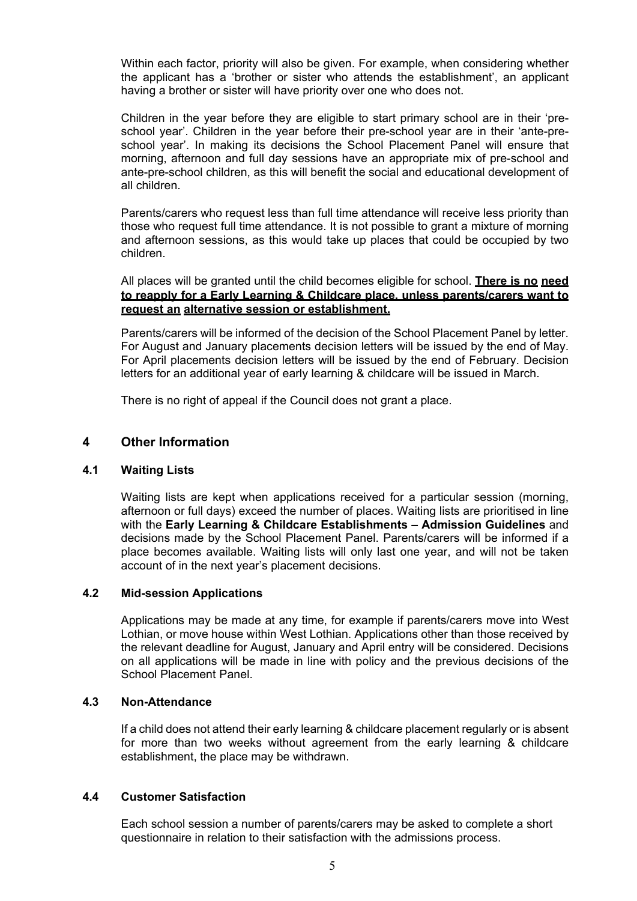Within each factor, priority will also be given. For example, when considering whether the applicant has a 'brother or sister who attends the establishment', an applicant having a brother or sister will have priority over one who does not.

Children in the year before they are eligible to start primary school are in their 'pre-school year'. Children in the year before their pre-school year are in their 'ante-pre-school year'. In making its decisions the School Placement Panel will ensure that morning, afternoon and full day sessions have an appropriate mix of pre-school and ante-pre-school children, as this will benefit the social and educational development of all children.

Parents/carers who request less than full time attendance will receive less priority than those who request full time attendance. It is not possible to grant a mixture of morning and afternoon sessions, as this would take up places that could be occupied by two children.

All places will be granted until the child becomes eligible for school. **There is no need to reapply for a Early Learning & Childcare place, unless parents/carers want to request an alternative session or establishment.**

Parents/carers will be informed of the decision of the School Placement Panel by letter. For August and January placements decision letters will be issued by the end of May. For April placements decision letters will be issued by the end of February. Decision letters for an additional year of early learning & childcare will be issued in March.

There is no right of appeal if the Council does not grant a place.

## 4 Other Information

### 4.1 Waiting Lists

Waiting lists are kept when applications received for a particular session (morning, afternoon or full days) exceed the number of places. Waiting lists are prioritised in line with the **Early Learning & Childcare Establishments – Admission Guidelines** and decisions made by the School Placement Panel. Parents/carers will be informed if a place becomes available. Waiting lists will only last one year, and will not be taken account of in the next year's placement decisions.

### 4.2 Mid-session Applications

Applications may be made at any time, for example if parents/carers move into West Lothian, or move house within West Lothian. Applications other than those received by the relevant deadline for August, January and April entry will be considered. Decisions on all applications will be made in line with policy and the previous decisions of the School Placement Panel.

### 4.3 Non-Attendance

If a child does not attend their early learning & childcare placement regularly or is absent for more than two weeks without agreement from the early learning & childcare establishment, the place may be withdrawn.

### 4.4 Customer Satisfaction

Each school session a number of parents/carers may be asked to complete a short questionnaire in relation to their satisfaction with the admissions process.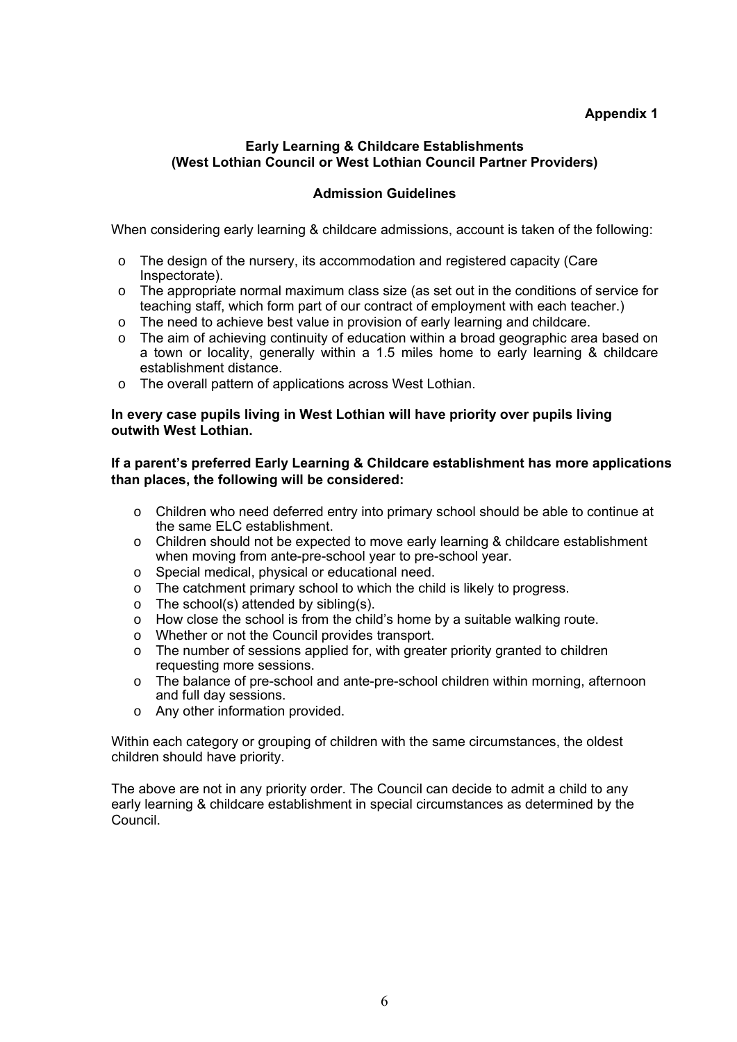**Appendix 1**

## Early Learning & Childcare Establishments (West Lothian Council or West Lothian Council Partner Providers)

### Admission Guidelines

When considering early learning & childcare admissions, account is taken of the following:

- The design of the nursery, its accommodation and registered capacity (Care Inspectorate).
- The appropriate normal maximum class size (as set out in the conditions of service for teaching staff, which form part of our contract of employment with each teacher.)
- The need to achieve best value in provision of early learning and childcare.
- The aim of achieving continuity of education within a broad geographic area based on a town or locality, generally within a 1.5 miles home to early learning & childcare establishment distance.
- The overall pattern of applications across West Lothian.

**In every case pupils living in West Lothian will have priority over pupils living outwith West Lothian.**

**If a parent's preferred Early Learning & Childcare establishment has more applications than places, the following will be considered:**

- Children who need deferred entry into primary school should be able to continue at the same ELC establishment.
- Children should not be expected to move early learning & childcare establishment when moving from ante-pre-school year to pre-school year.
- Special medical, physical or educational need.
- The catchment primary school to which the child is likely to progress.
- The school(s) attended by sibling(s).
- How close the school is from the child's home by a suitable walking route.
- Whether or not the Council provides transport.
- The number of sessions applied for, with greater priority granted to children requesting more sessions.
- The balance of pre-school and ante-pre-school children within morning, afternoon and full day sessions.
- Any other information provided.

Within each category or grouping of children with the same circumstances, the oldest children should have priority.

The above are not in any priority order. The Council can decide to admit a child to any early learning & childcare establishment in special circumstances as determined by the Council.